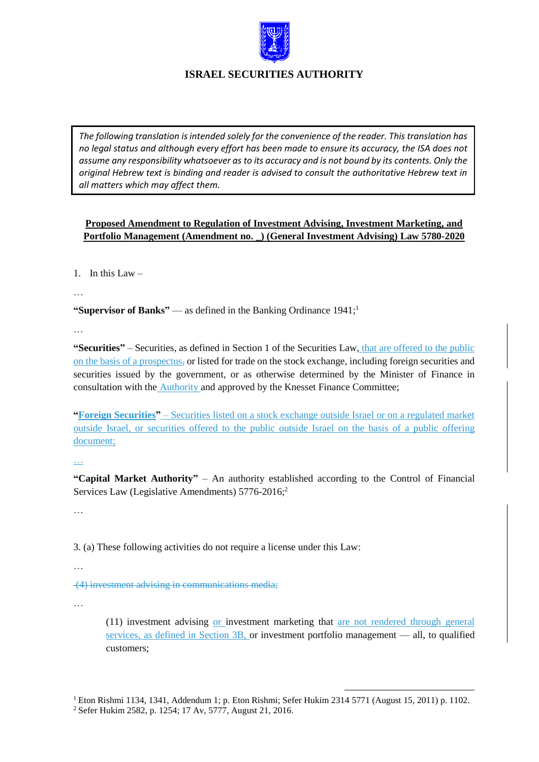## ISRAEL SECURITIES AUTHORITY

> *The following translation is intended solely for the convenience of the reader. This translation has no legal status and although every effort has been made to ensure its accuracy, the ISA does not assume any responsibility whatsoever as to its accuracy and is not bound by its contents. Only the original Hebrew text is binding and reader is advised to consult the authoritative Hebrew text in all matters which may affect them.*

**Proposed Amendment to Regulation of Investment Advising, Investment Marketing, and Portfolio Management (Amendment no. _) (General Investment Advising) Law 5780-2020**

1. In this Law –

…

**"Supervisor of Banks"** — as defined in the Banking Ordinance 1941;[1]

…

**"Securities"** – Securities, as defined in Section 1 of the Securities Law, that are offered to the public on the basis of a prospectus, or listed for trade on the stock exchange, including foreign securities and securities issued by the government, or as otherwise determined by the Minister of Finance in consultation with the Authority and approved by the Knesset Finance Committee;

**"Foreign Securities"** – Securities listed on a stock exchange outside Israel or on a regulated market outside Israel, or securities offered to the public outside Israel on the basis of a public offering document;

…

**"Capital Market Authority"** – An authority established according to the Control of Financial Services Law (Legislative Amendments) 5776-2016;[2]

…

3. (a) These following activities do not require a license under this Law:

…

~~(4) investment advising in communications media;~~

…

(11) investment advising or investment marketing that are not rendered through general services, as defined in Section 3B, or investment portfolio management — all, to qualified customers;

---

[1] Eton Rishmi 1134, 1341, Addendum 1; p. Eton Rishmi; Sefer Hukim 2314 5771 (August 15, 2011) p. 1102.

[2] Sefer Hukim 2582, p. 1254; 17 Av, 5777, August 21, 2016.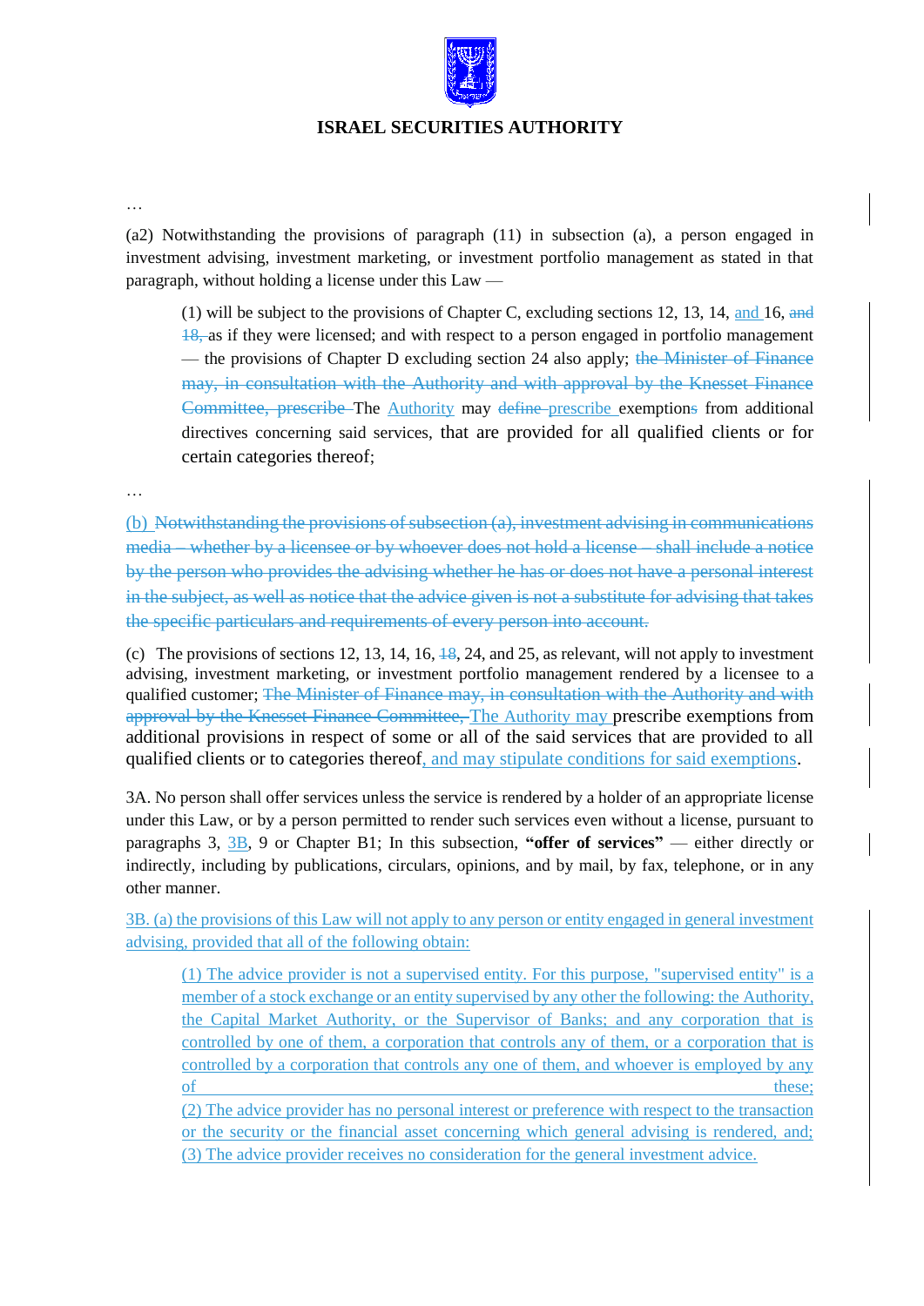# ISRAEL SECURITIES AUTHORITY

…

(a2) Notwithstanding the provisions of paragraph (11) in subsection (a), a person engaged in investment advising, investment marketing, or investment portfolio management as stated in that paragraph, without holding a license under this Law —

> (1) will be subject to the provisions of Chapter C, excluding sections 12, 13, 14, <u>and</u> 16, ~~and 18,~~ as if they were licensed; and with respect to a person engaged in portfolio management — the provisions of Chapter D excluding section 24 also apply; ~~the Minister of Finance may, in consultation with the Authority and with approval by the Knesset Finance Committee, prescribe~~ The <u>Authority</u> may ~~define~~ <u>prescribe</u> exemption~~s~~ from additional directives concerning said services, that are provided for all qualified clients or for certain categories thereof;

…

<u>(b)</u> ~~Notwithstanding the provisions of subsection (a), investment advising in communications media – whether by a licensee or by whoever does not hold a license – shall include a notice by the person who provides the advising whether he has or does not have a personal interest in the subject, as well as notice that the advice given is not a substitute for advising that takes the specific particulars and requirements of every person into account.~~

(c) The provisions of sections 12, 13, 14, 16, ~~18~~, 24, and 25, as relevant, will not apply to investment advising, investment marketing, or investment portfolio management rendered by a licensee to a qualified customer; ~~The Minister of Finance may, in consultation with the Authority and with approval by the Knesset Finance Committee,~~ <u>The Authority may</u> prescribe exemptions from additional provisions in respect of some or all of the said services that are provided to all qualified clients or to categories thereof<u>, and may stipulate conditions for said exemptions</u>.

3A. No person shall offer services unless the service is rendered by a holder of an appropriate license under this Law, or by a person permitted to render such services even without a license, pursuant to paragraphs 3, <u>3B</u>, 9 or Chapter B1; In this subsection, **"offer of services"** — either directly or indirectly, including by publications, circulars, opinions, and by mail, by fax, telephone, or in any other manner.

<u>3B. (a) the provisions of this Law will not apply to any person or entity engaged in general investment advising, provided that all of the following obtain:</u>

> <u>(1) The advice provider is not a supervised entity. For this purpose, "supervised entity" is a member of a stock exchange or an entity supervised by any other the following: the Authority, the Capital Market Authority, or the Supervisor of Banks; and any corporation that is controlled by one of them, a corporation that controls any of them, or a corporation that is controlled by a corporation that controls any one of them, and whoever is employed by any of these;</u>
>
> <u>(2) The advice provider has no personal interest or preference with respect to the transaction or the security or the financial asset concerning which general advising is rendered, and;</u>
>
> <u>(3) The advice provider receives no consideration for the general investment advice.</u>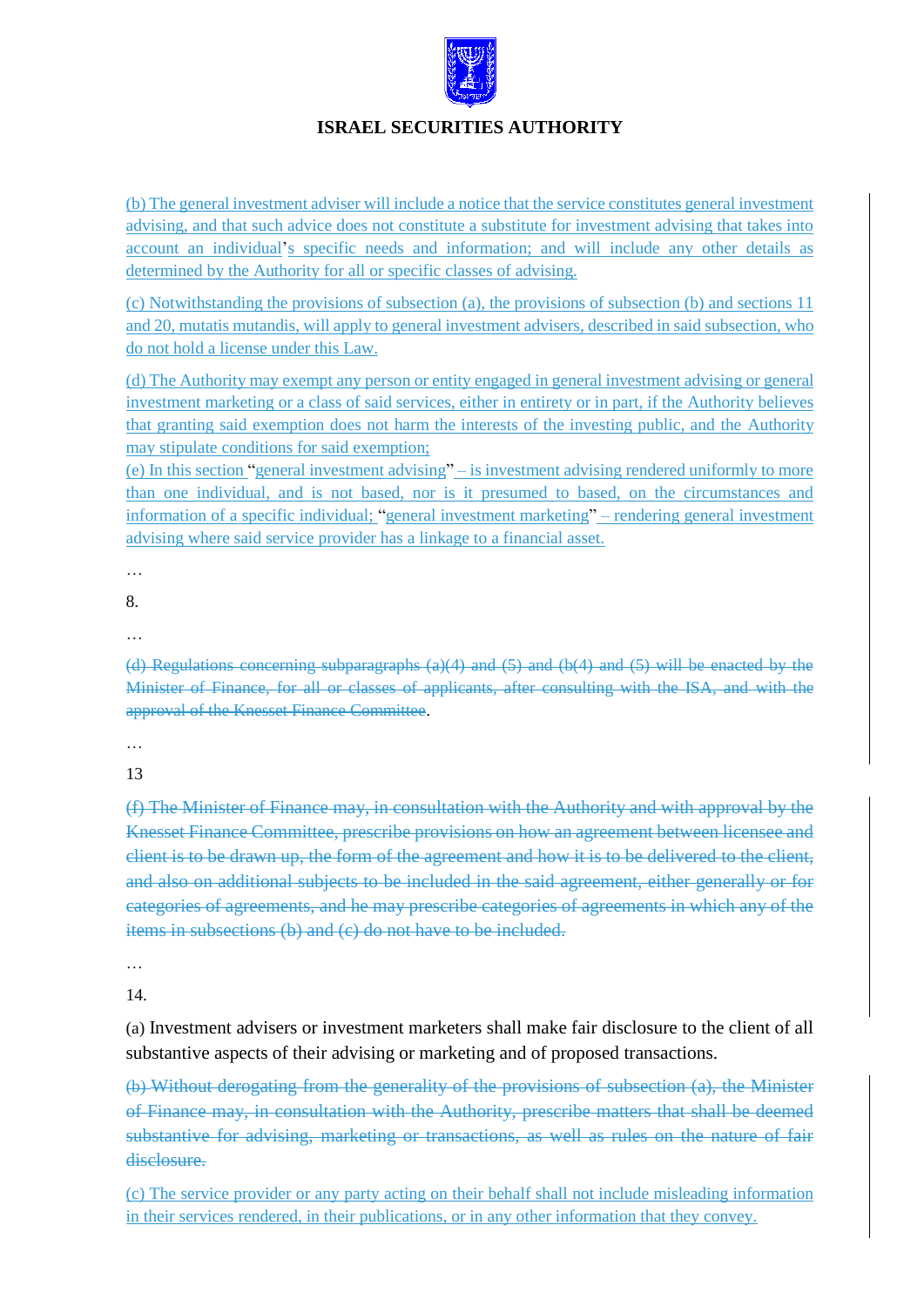(b) The general investment adviser will include a notice that the service constitutes general investment advising, and that such advice does not constitute a substitute for investment advising that takes into account an individual's specific needs and information; and will include any other details as determined by the Authority for all or specific classes of advising.

(c) Notwithstanding the provisions of subsection (a), the provisions of subsection (b) and sections 11 and 20, mutatis mutandis, will apply to general investment advisers, described in said subsection, who do not hold a license under this Law.

(d) The Authority may exempt any person or entity engaged in general investment advising or general investment marketing or a class of said services, either in entirety or in part, if the Authority believes that granting said exemption does not harm the interests of the investing public, and the Authority may stipulate conditions for said exemption;

(e) In this section "general investment advising" – is investment advising rendered uniformly to more than one individual, and is not based, nor is it presumed to based, on the circumstances and information of a specific individual; "general investment marketing" – rendering general investment advising where said service provider has a linkage to a financial asset.

…

8.

…

~~(d) Regulations concerning subparagraphs (a)(4) and (5) and (b(4) and (5) will be enacted by the Minister of Finance, for all or classes of applicants, after consulting with the ISA, and with the approval of the Knesset Finance Committee~~.

…

13

~~(f) The Minister of Finance may, in consultation with the Authority and with approval by the Knesset Finance Committee, prescribe provisions on how an agreement between licensee and client is to be drawn up, the form of the agreement and how it is to be delivered to the client, and also on additional subjects to be included in the said agreement, either generally or for categories of agreements, and he may prescribe categories of agreements in which any of the items in subsections (b) and (c) do not have to be included.~~

…

14.

(a) Investment advisers or investment marketers shall make fair disclosure to the client of all substantive aspects of their advising or marketing and of proposed transactions.

~~(b) Without derogating from the generality of the provisions of subsection (a), the Minister of Finance may, in consultation with the Authority, prescribe matters that shall be deemed substantive for advising, marketing or transactions, as well as rules on the nature of fair disclosure.~~

(c) The service provider or any party acting on their behalf shall not include misleading information in their services rendered, in their publications, or in any other information that they convey.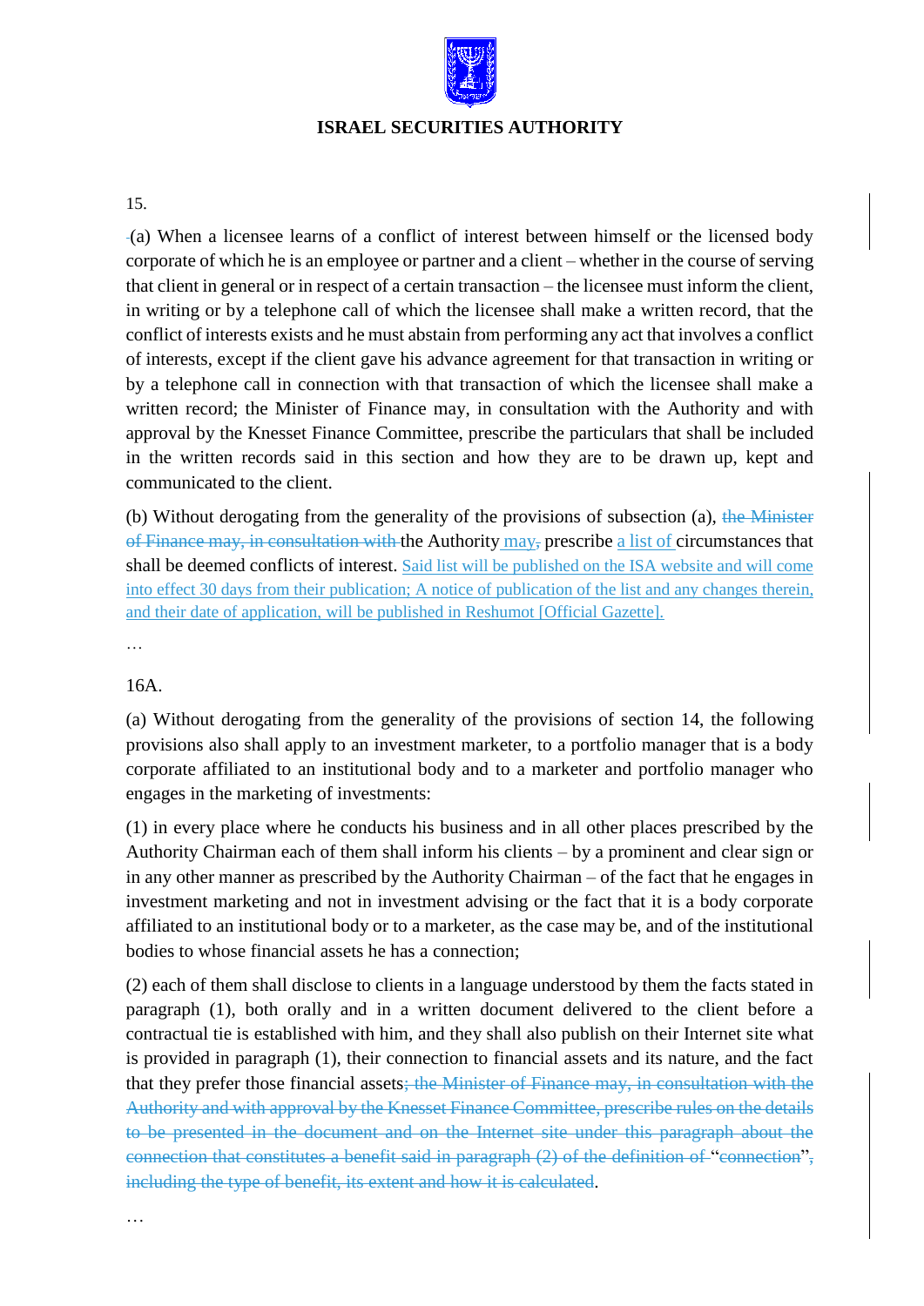15.

(a) When a licensee learns of a conflict of interest between himself or the licensed body corporate of which he is an employee or partner and a client – whether in the course of serving that client in general or in respect of a certain transaction – the licensee must inform the client, in writing or by a telephone call of which the licensee shall make a written record, that the conflict of interests exists and he must abstain from performing any act that involves a conflict of interests, except if the client gave his advance agreement for that transaction in writing or by a telephone call in connection with that transaction of which the licensee shall make a written record; the Minister of Finance may, in consultation with the Authority and with approval by the Knesset Finance Committee, prescribe the particulars that shall be included in the written records said in this section and how they are to be drawn up, kept and communicated to the client.

(b) Without derogating from the generality of the provisions of subsection (a), ~~the Minister of Finance may, in consultation with~~ the Authority may~~,~~ prescribe a list of circumstances that shall be deemed conflicts of interest. Said list will be published on the ISA website and will come into effect 30 days from their publication; A notice of publication of the list and any changes therein, and their date of application, will be published in Reshumot [Official Gazette].

…

16A.

(a) Without derogating from the generality of the provisions of section 14, the following provisions also shall apply to an investment marketer, to a portfolio manager that is a body corporate affiliated to an institutional body and to a marketer and portfolio manager who engages in the marketing of investments:

(1) in every place where he conducts his business and in all other places prescribed by the Authority Chairman each of them shall inform his clients – by a prominent and clear sign or in any other manner as prescribed by the Authority Chairman – of the fact that he engages in investment marketing and not in investment advising or the fact that it is a body corporate affiliated to an institutional body or to a marketer, as the case may be, and of the institutional bodies to whose financial assets he has a connection;

(2) each of them shall disclose to clients in a language understood by them the facts stated in paragraph (1), both orally and in a written document delivered to the client before a contractual tie is established with him, and they shall also publish on their Internet site what is provided in paragraph (1), their connection to financial assets and its nature, and the fact that they prefer those financial assets~~; the Minister of Finance may, in consultation with the Authority and with approval by the Knesset Finance Committee, prescribe rules on the details to be presented in the document and on the Internet site under this paragraph about the connection that constitutes a benefit said in paragraph (2) of the definition of "connection", including the type of benefit, its extent and how it is calculated~~.

…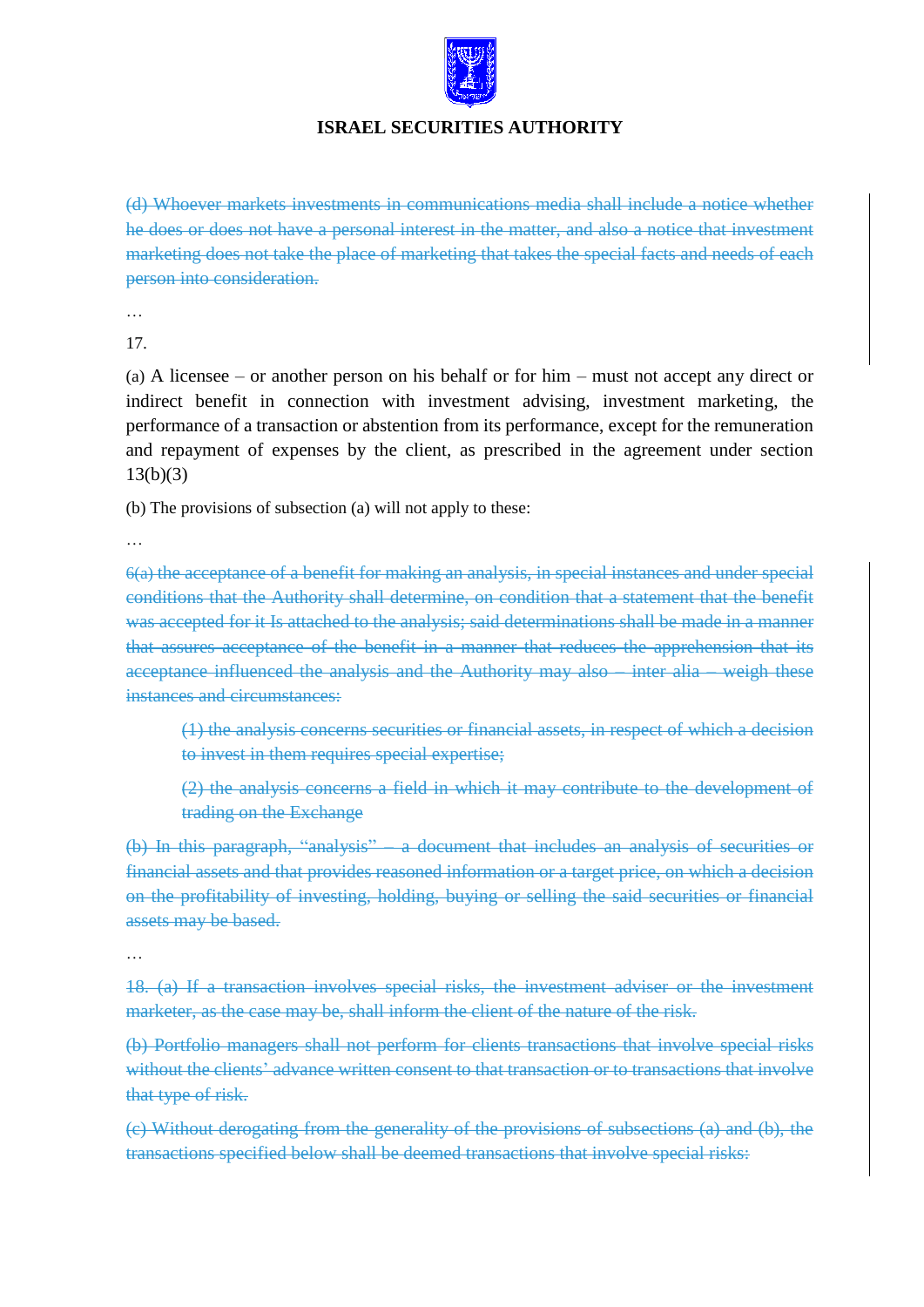~~(d) Whoever markets investments in communications media shall include a notice whether he does or does not have a personal interest in the matter, and also a notice that investment marketing does not take the place of marketing that takes the special facts and needs of each person into consideration.~~

…

17.

(a) A licensee – or another person on his behalf or for him – must not accept any direct or indirect benefit in connection with investment advising, investment marketing, the performance of a transaction or abstention from its performance, except for the remuneration and repayment of expenses by the client, as prescribed in the agreement under section 13(b)(3)

(b) The provisions of subsection (a) will not apply to these:

…

~~6(a) the acceptance of a benefit for making an analysis, in special instances and under special conditions that the Authority shall determine, on condition that a statement that the benefit was accepted for it Is attached to the analysis; said determinations shall be made in a manner that assures acceptance of the benefit in a manner that reduces the apprehension that its acceptance influenced the analysis and the Authority may also – inter alia – weigh these instances and circumstances:~~

> ~~(1) the analysis concerns securities or financial assets, in respect of which a decision to invest in them requires special expertise;~~
>
> ~~(2) the analysis concerns a field in which it may contribute to the development of trading on the Exchange~~

~~(b) In this paragraph, "analysis" – a document that includes an analysis of securities or financial assets and that provides reasoned information or a target price, on which a decision on the profitability of investing, holding, buying or selling the said securities or financial assets may be based.~~

…

~~18. (a) If a transaction involves special risks, the investment adviser or the investment marketer, as the case may be, shall inform the client of the nature of the risk.~~

~~(b) Portfolio managers shall not perform for clients transactions that involve special risks without the clients' advance written consent to that transaction or to transactions that involve that type of risk.~~

~~(c) Without derogating from the generality of the provisions of subsections (a) and (b), the transactions specified below shall be deemed transactions that involve special risks:~~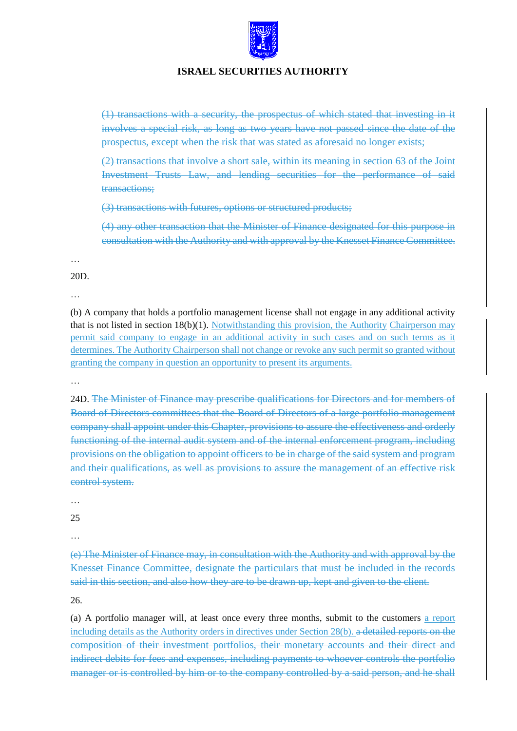~~(1) transactions with a security, the prospectus of which stated that investing in it involves a special risk, as long as two years have not passed since the date of the prospectus, except when the risk that was stated as aforesaid no longer exists;~~

~~(2) transactions that involve a short sale, within its meaning in section 63 of the Joint Investment Trusts Law, and lending securities for the performance of said transactions;~~

~~(3) transactions with futures, options or structured products;~~

~~(4) any other transaction that the Minister of Finance designated for this purpose in consultation with the Authority and with approval by the Knesset Finance Committee.~~

…

20D.

…

(b) A company that holds a portfolio management license shall not engage in any additional activity that is not listed in section 18(b)(1). Notwithstanding this provision, the Authority Chairperson may permit said company to engage in an additional activity in such cases and on such terms as it determines. The Authority Chairperson shall not change or revoke any such permit so granted without granting the company in question an opportunity to present its arguments.

…

24D. ~~The Minister of Finance may prescribe qualifications for Directors and for members of Board of Directors committees that the Board of Directors of a large portfolio management company shall appoint under this Chapter, provisions to assure the effectiveness and orderly functioning of the internal audit system and of the internal enforcement program, including provisions on the obligation to appoint officers to be in charge of the said system and program and their qualifications, as well as provisions to assure the management of an effective risk control system.~~

…

25

…

~~(e) The Minister of Finance may, in consultation with the Authority and with approval by the Knesset Finance Committee, designate the particulars that must be included in the records said in this section, and also how they are to be drawn up, kept and given to the client.~~

26.

(a) A portfolio manager will, at least once every three months, submit to the customers a report including details as the Authority orders in directives under Section 28(b). ~~a detailed reports on the composition of their investment portfolios, their monetary accounts and their direct and indirect debits for fees and expenses, including payments to whoever controls the portfolio manager or is controlled by him or to the company controlled by a said person, and he shall~~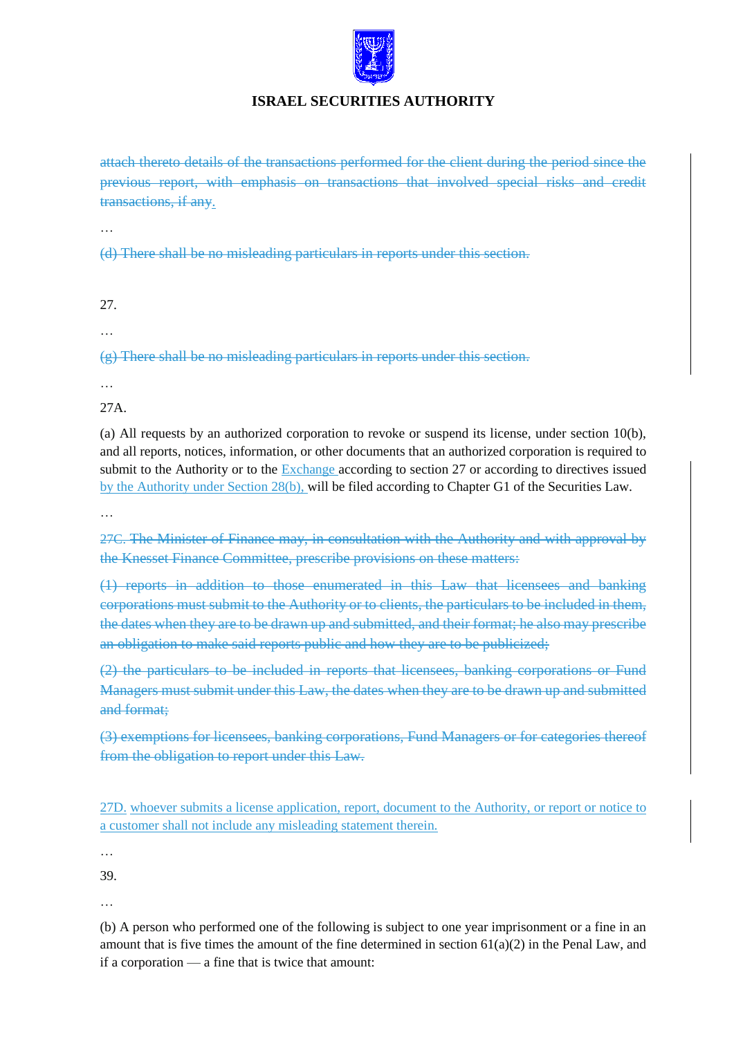~~attach thereto details of the transactions performed for the client during the period since the previous report, with emphasis on transactions that involved special risks and credit transactions, if any.~~

…

~~(d) There shall be no misleading particulars in reports under this section.~~

27.

…

~~(g) There shall be no misleading particulars in reports under this section.~~

…

27A.

(a) All requests by an authorized corporation to revoke or suspend its license, under section 10(b), and all reports, notices, information, or other documents that an authorized corporation is required to submit to the Authority or to the Exchange according to section 27 or according to directives issued by the Authority under Section 28(b), will be filed according to Chapter G1 of the Securities Law.

…

~~27C. The Minister of Finance may, in consultation with the Authority and with approval by the Knesset Finance Committee, prescribe provisions on these matters:~~

~~(1) reports in addition to those enumerated in this Law that licensees and banking corporations must submit to the Authority or to clients, the particulars to be included in them, the dates when they are to be drawn up and submitted, and their format; he also may prescribe an obligation to make said reports public and how they are to be publicized;~~

~~(2) the particulars to be included in reports that licensees, banking corporations or Fund Managers must submit under this Law, the dates when they are to be drawn up and submitted and format;~~

~~(3) exemptions for licensees, banking corporations, Fund Managers or for categories thereof from the obligation to report under this Law.~~

27D. whoever submits a license application, report, document to the Authority, or report or notice to a customer shall not include any misleading statement therein.

…

39.

…

(b) A person who performed one of the following is subject to one year imprisonment or a fine in an amount that is five times the amount of the fine determined in section 61(a)(2) in the Penal Law, and if a corporation — a fine that is twice that amount: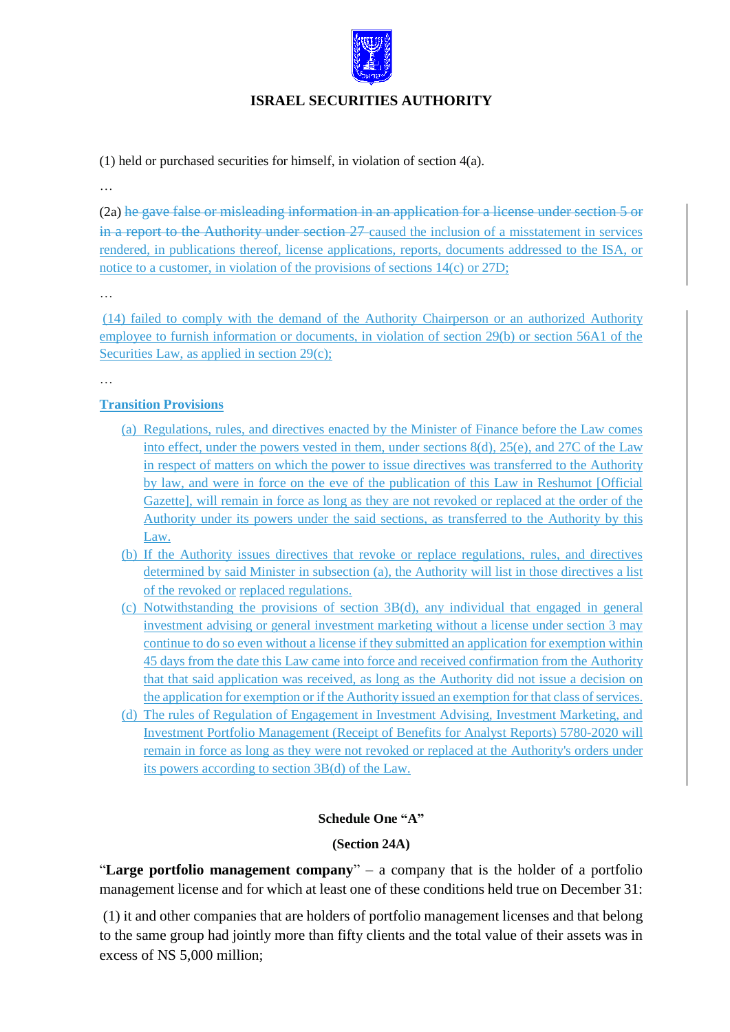(1) held or purchased securities for himself, in violation of section 4(a).

…

(2a) ~~he gave false or misleading information in an application for a license under section 5 or in a report to the Authority under section 27~~ caused the inclusion of a misstatement in services rendered, in publications thereof, license applications, reports, documents addressed to the ISA, or notice to a customer, in violation of the provisions of sections 14(c) or 27D;

…

(14) failed to comply with the demand of the Authority Chairperson or an authorized Authority employee to furnish information or documents, in violation of section 29(b) or section 56A1 of the Securities Law, as applied in section 29(c);

…

**Transition Provisions**

(a) Regulations, rules, and directives enacted by the Minister of Finance before the Law comes into effect, under the powers vested in them, under sections 8(d), 25(e), and 27C of the Law in respect of matters on which the power to issue directives was transferred to the Authority by law, and were in force on the eve of the publication of this Law in Reshumot [Official Gazette], will remain in force as long as they are not revoked or replaced at the order of the Authority under its powers under the said sections, as transferred to the Authority by this Law.

(b) If the Authority issues directives that revoke or replace regulations, rules, and directives determined by said Minister in subsection (a), the Authority will list in those directives a list of the revoked or replaced regulations.

(c) Notwithstanding the provisions of section 3B(d), any individual that engaged in general investment advising or general investment marketing without a license under section 3 may continue to do so even without a license if they submitted an application for exemption within 45 days from the date this Law came into force and received confirmation from the Authority that that said application was received, as long as the Authority did not issue a decision on the application for exemption or if the Authority issued an exemption for that class of services.

(d) The rules of Regulation of Engagement in Investment Advising, Investment Marketing, and Investment Portfolio Management (Receipt of Benefits for Analyst Reports) 5780-2020 will remain in force as long as they were not revoked or replaced at the Authority's orders under its powers according to section 3B(d) of the Law.

**Schedule One "A"**

**(Section 24A)**

"**Large portfolio management company**" – a company that is the holder of a portfolio management license and for which at least one of these conditions held true on December 31:

(1) it and other companies that are holders of portfolio management licenses and that belong to the same group had jointly more than fifty clients and the total value of their assets was in excess of NS 5,000 million;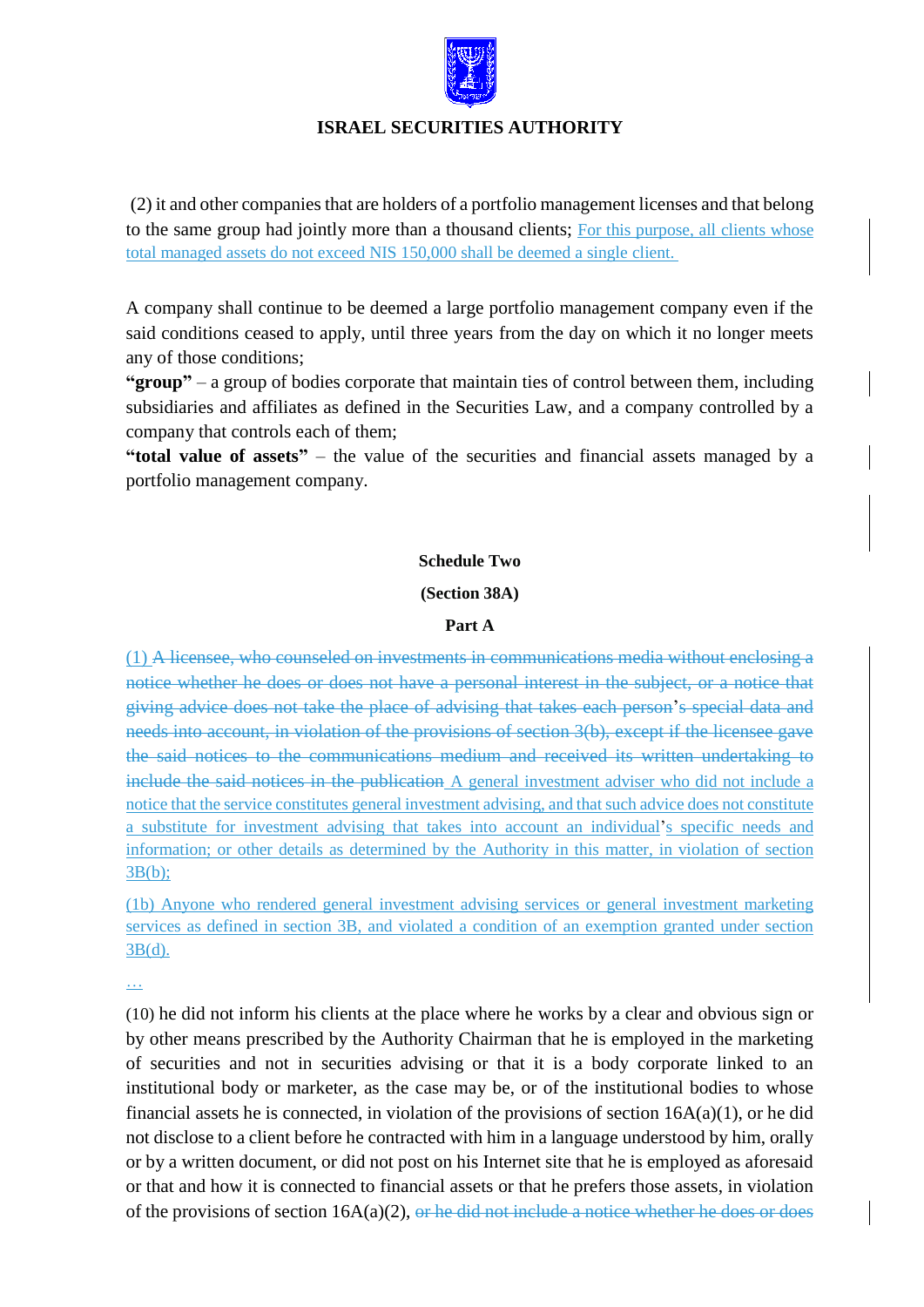(2) it and other companies that are holders of a portfolio management licenses and that belong to the same group had jointly more than a thousand clients; For this purpose, all clients whose total managed assets do not exceed NIS 150,000 shall be deemed a single client.

A company shall continue to be deemed a large portfolio management company even if the said conditions ceased to apply, until three years from the day on which it no longer meets any of those conditions;

**"group"** – a group of bodies corporate that maintain ties of control between them, including subsidiaries and affiliates as defined in the Securities Law, and a company controlled by a company that controls each of them;

**"total value of assets"** – the value of the securities and financial assets managed by a portfolio management company.

**Schedule Two**

**(Section 38A)**

**Part A**

(1) ~~A licensee, who counseled on investments in communications media without enclosing a notice whether he does or does not have a personal interest in the subject, or a notice that giving advice does not take the place of advising that takes each person's special data and needs into account, in violation of the provisions of section 3(b), except if the licensee gave the said notices to the communications medium and received its written undertaking to include the said notices in the publication~~ A general investment adviser who did not include a notice that the service constitutes general investment advising, and that such advice does not constitute a substitute for investment advising that takes into account an individual's specific needs and information; or other details as determined by the Authority in this matter, in violation of section 3B(b);

(1b) Anyone who rendered general investment advising services or general investment marketing services as defined in section 3B, and violated a condition of an exemption granted under section 3B(d).

…

(10) he did not inform his clients at the place where he works by a clear and obvious sign or by other means prescribed by the Authority Chairman that he is employed in the marketing of securities and not in securities advising or that it is a body corporate linked to an institutional body or marketer, as the case may be, or of the institutional bodies to whose financial assets he is connected, in violation of the provisions of section 16A(a)(1), or he did not disclose to a client before he contracted with him in a language understood by him, orally or by a written document, or did not post on his Internet site that he is employed as aforesaid or that and how it is connected to financial assets or that he prefers those assets, in violation of the provisions of section 16A(a)(2), ~~or he did not include a notice whether he does or does~~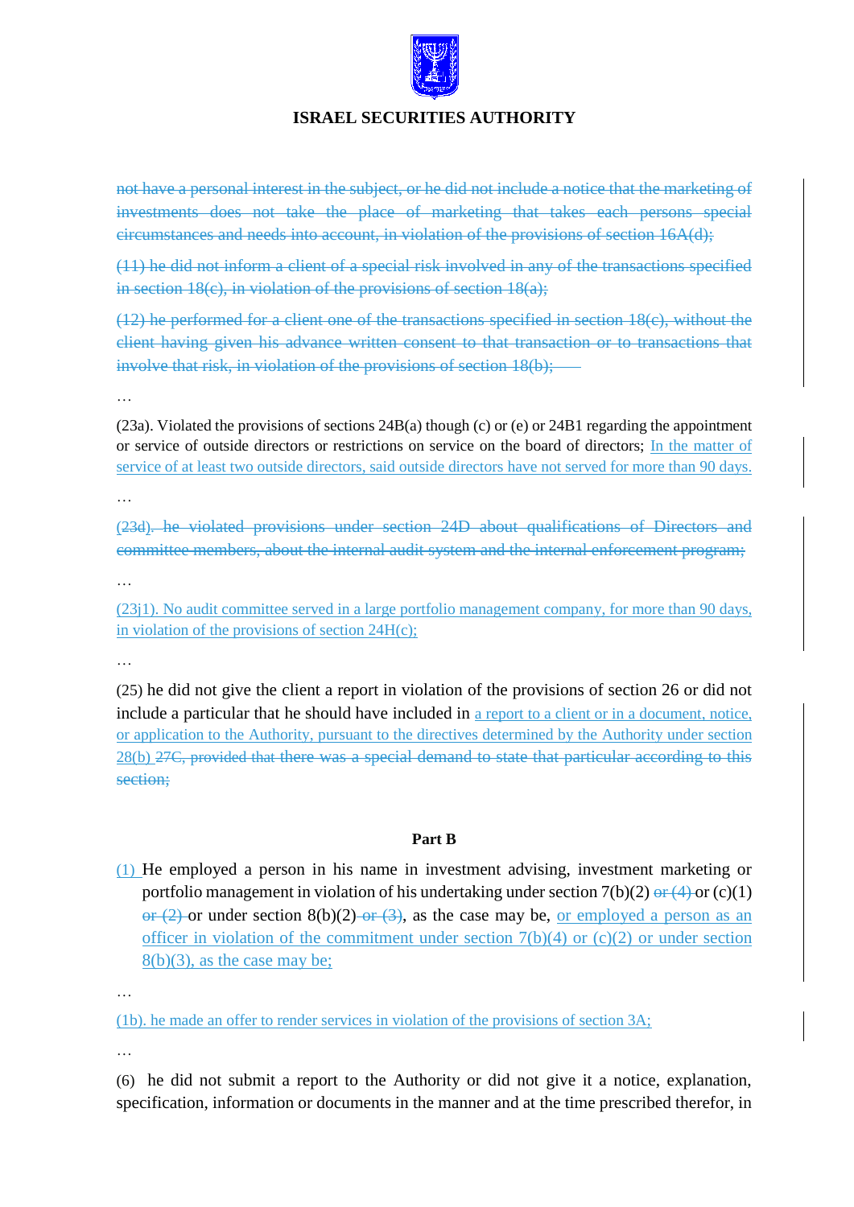not have a personal interest in the subject, or he did not include a notice that the marketing of investments does not take the place of marketing that takes each persons special circumstances and needs into account, in violation of the provisions of section 16A(d);

(11) he did not inform a client of a special risk involved in any of the transactions specified in section 18(c), in violation of the provisions of section 18(a);

(12) he performed for a client one of the transactions specified in section 18(c), without the client having given his advance written consent to that transaction or to transactions that involve that risk, in violation of the provisions of section 18(b);

…

(23a). Violated the provisions of sections 24B(a) though (c) or (e) or 24B1 regarding the appointment or service of outside directors or restrictions on service on the board of directors; In the matter of service of at least two outside directors, said outside directors have not served for more than 90 days.

…

(23d). he violated provisions under section 24D about qualifications of Directors and committee members, about the internal audit system and the internal enforcement program;

…

(23j1). No audit committee served in a large portfolio management company, for more than 90 days, in violation of the provisions of section 24H(c);

…

(25) he did not give the client a report in violation of the provisions of section 26 or did not include a particular that he should have included in a report to a client or in a document, notice, or application to the Authority, pursuant to the directives determined by the Authority under section 28(b) 27C, provided that there was a special demand to state that particular according to this section;

**Part B**

(1) He employed a person in his name in investment advising, investment marketing or portfolio management in violation of his undertaking under section 7(b)(2) or (4) or (c)(1) or (2) or under section 8(b)(2) or (3), as the case may be, or employed a person as an officer in violation of the commitment under section 7(b)(4) or (c)(2) or under section 8(b)(3), as the case may be;

…

(1b). he made an offer to render services in violation of the provisions of section 3A;

…

(6) he did not submit a report to the Authority or did not give it a notice, explanation, specification, information or documents in the manner and at the time prescribed therefor, in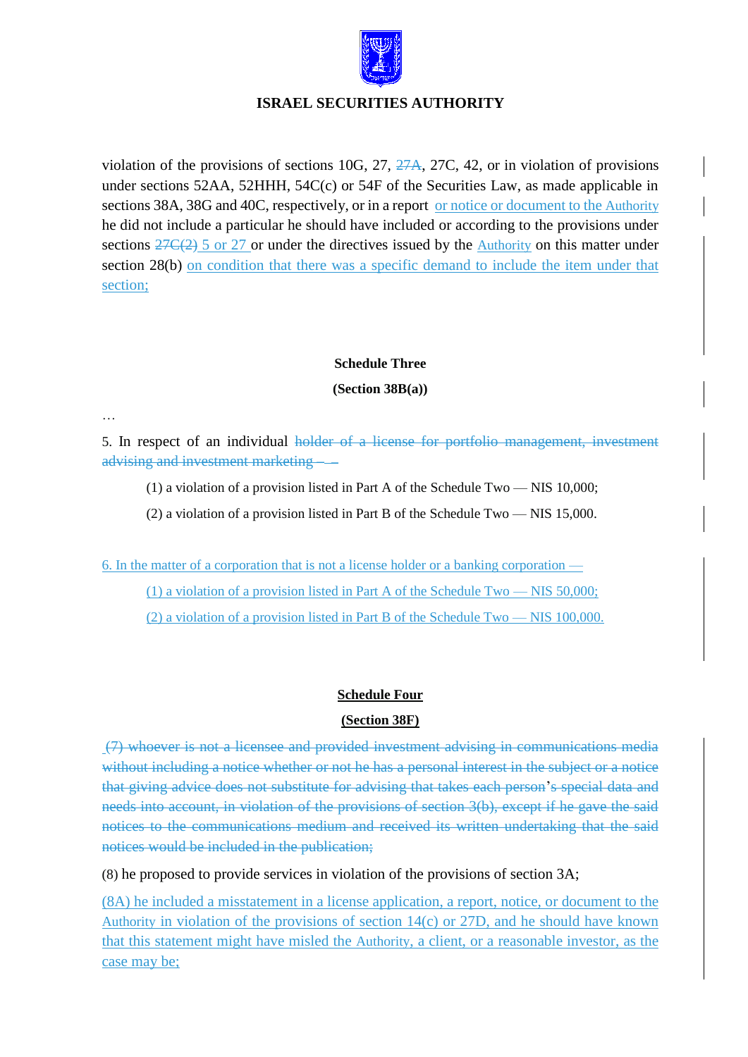violation of the provisions of sections 10G, 27, ~~27A~~, 27C, 42, or in violation of provisions under sections 52AA, 52HHH, 54C(c) or 54F of the Securities Law, as made applicable in sections 38A, 38G and 40C, respectively, or in a report or notice or document to the Authority he did not include a particular he should have included or according to the provisions under sections ~~27C(2)~~ 5 or 27 or under the directives issued by the Authority on this matter under section 28(b) on condition that there was a specific demand to include the item under that section;

**Schedule Three**

**(Section 38B(a))**

…

5. In respect of an individual ~~holder of a license for portfolio management, investment advising and investment marketing –~~ –

(1) a violation of a provision listed in Part A of the Schedule Two — NIS 10,000;

(2) a violation of a provision listed in Part B of the Schedule Two — NIS 15,000.

6. In the matter of a corporation that is not a license holder or a banking corporation —

(1) a violation of a provision listed in Part A of the Schedule Two — NIS 50,000;

(2) a violation of a provision listed in Part B of the Schedule Two — NIS 100,000.

**Schedule Four**

**(Section 38F)**

~~(7) whoever is not a licensee and provided investment advising in communications media without including a notice whether or not he has a personal interest in the subject or a notice that giving advice does not substitute for advising that takes each person's special data and needs into account, in violation of the provisions of section 3(b), except if he gave the said notices to the communications medium and received its written undertaking that the said notices would be included in the publication;~~

(8) he proposed to provide services in violation of the provisions of section 3A;

(8A) he included a misstatement in a license application, a report, notice, or document to the Authority in violation of the provisions of section 14(c) or 27D, and he should have known that this statement might have misled the Authority, a client, or a reasonable investor, as the case may be;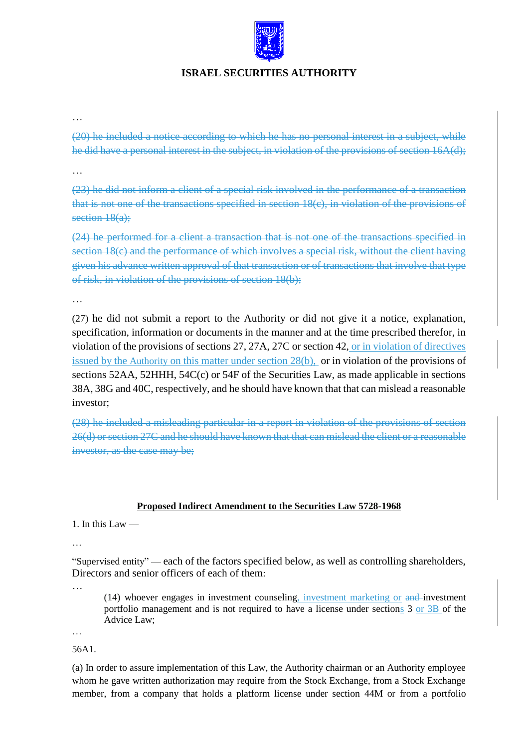…

~~(20) he included a notice according to which he has no personal interest in a subject, while he did have a personal interest in the subject, in violation of the provisions of section 16A(d);~~

…

~~(23) he did not inform a client of a special risk involved in the performance of a transaction that is not one of the transactions specified in section 18(c), in violation of the provisions of section 18(a);~~

~~(24) he performed for a client a transaction that is not one of the transactions specified in section 18(c) and the performance of which involves a special risk, without the client having given his advance written approval of that transaction or of transactions that involve that type of risk, in violation of the provisions of section 18(b);~~

…

(27) he did not submit a report to the Authority or did not give it a notice, explanation, specification, information or documents in the manner and at the time prescribed therefor, in violation of the provisions of sections 27, 27A, 27C or section 42, or in violation of directives issued by the Authority on this matter under section 28(b), or in violation of the provisions of sections 52AA, 52HHH, 54C(c) or 54F of the Securities Law, as made applicable in sections 38A, 38G and 40C, respectively, and he should have known that that can mislead a reasonable investor;

~~(28) he included a misleading particular in a report in violation of the provisions of section 26(d) or section 27C and he should have known that that can mislead the client or a reasonable investor, as the case may be;~~

**Proposed Indirect Amendment to the Securities Law 5728-1968**

1. In this Law —

…

"Supervised entity" — each of the factors specified below, as well as controlling shareholders, Directors and senior officers of each of them:

…

(14) whoever engages in investment counseling, investment marketing or ~~and~~ investment portfolio management and is not required to have a license under sections 3 or 3B of the Advice Law;

…

56A1.

(a) In order to assure implementation of this Law, the Authority chairman or an Authority employee whom he gave written authorization may require from the Stock Exchange, from a Stock Exchange member, from a company that holds a platform license under section 44M or from a portfolio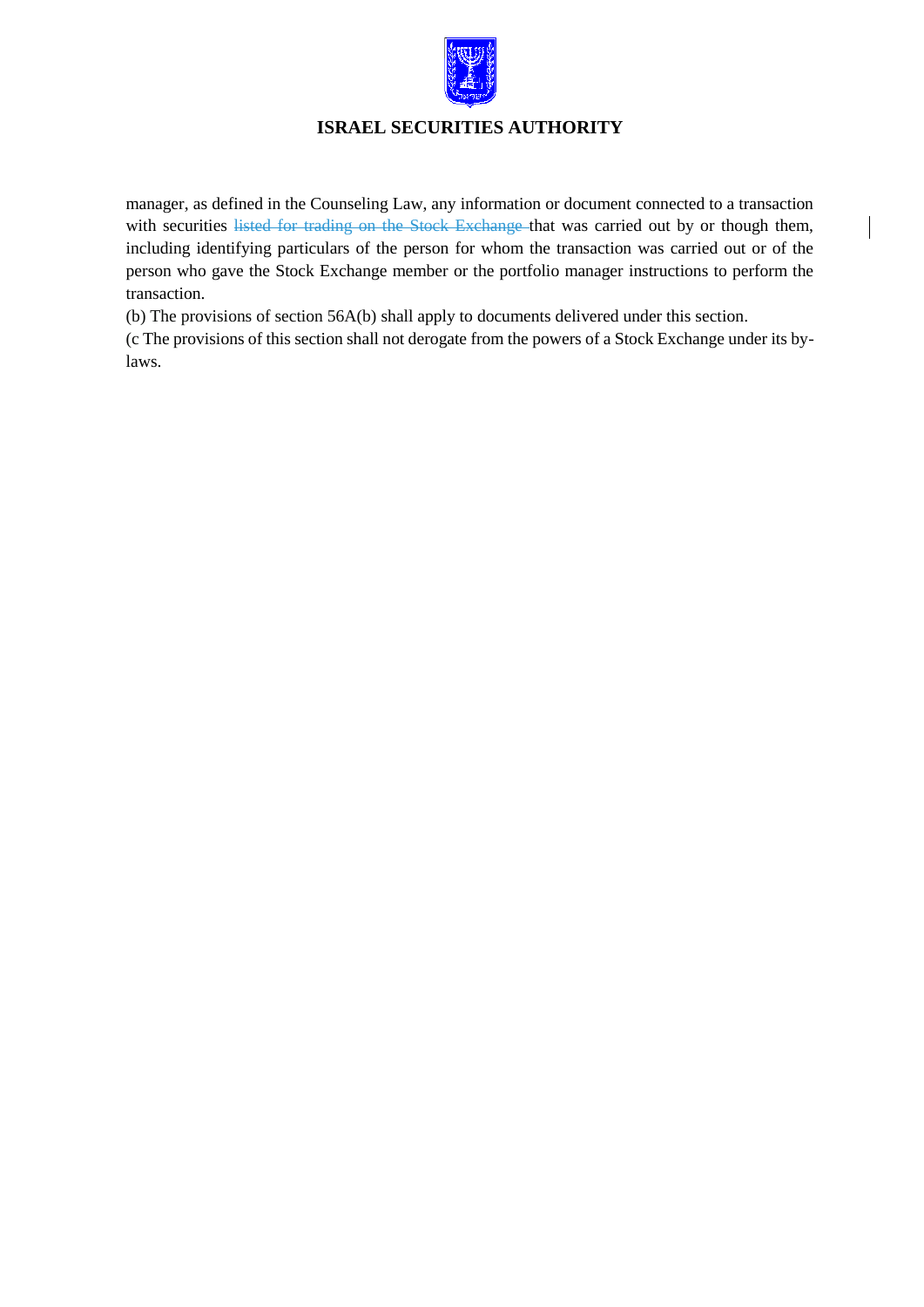manager, as defined in the Counseling Law, any information or document connected to a transaction with securities ~~listed for trading on the Stock Exchange~~ that was carried out by or though them, including identifying particulars of the person for whom the transaction was carried out or of the person who gave the Stock Exchange member or the portfolio manager instructions to perform the transaction.

(b) The provisions of section 56A(b) shall apply to documents delivered under this section.

(c The provisions of this section shall not derogate from the powers of a Stock Exchange under its by-laws.